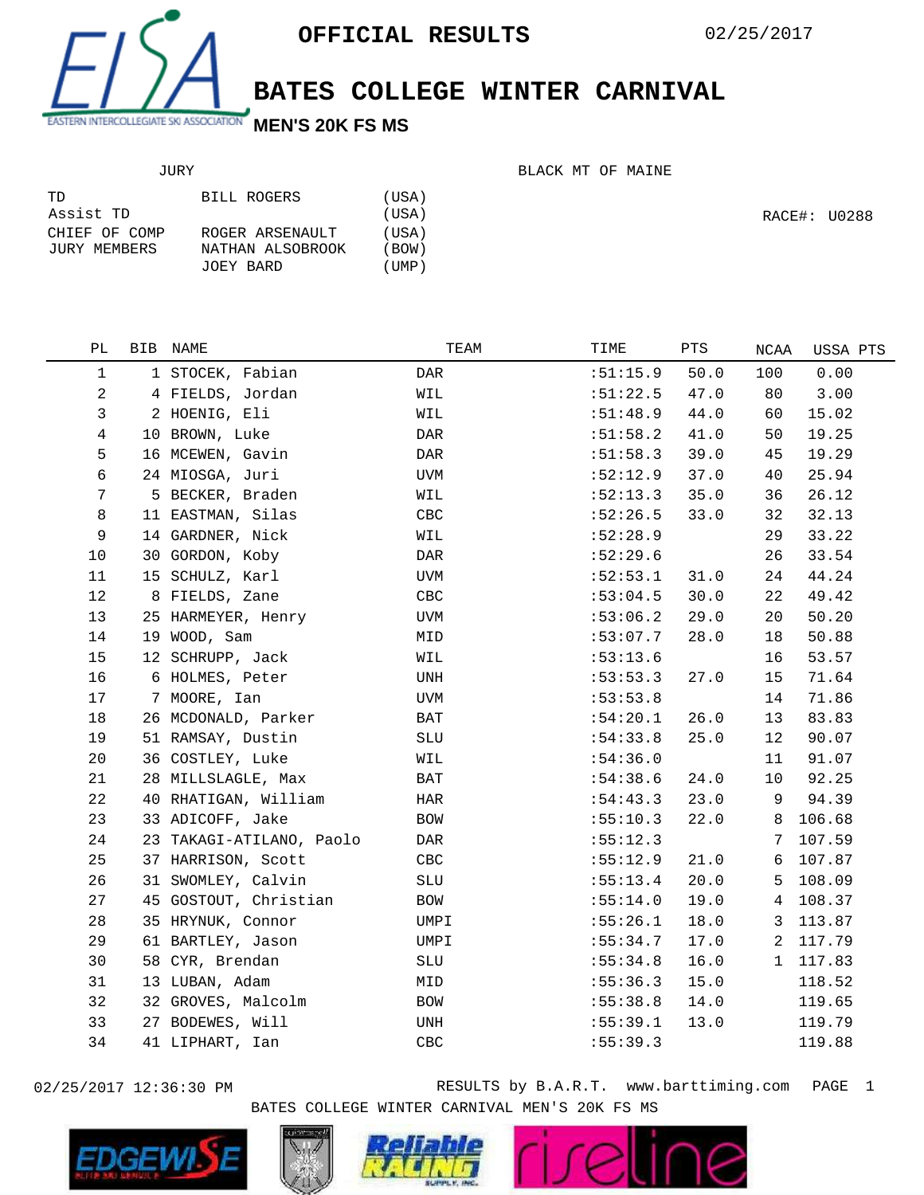# OFFICIAL RESULTS

02/25/2017

## BATES COLLEGE WINTER CARNIVAL

### MEN'S 20K FS MS

JURY

BLACK MT OF MAINE

| | | |
|---|---|---|
| TD | BILL ROGERS | (USA) |
| Assist TD | | (USA) |
| CHIEF OF COMP | ROGER ARSENAULT | (USA) |
| JURY MEMBERS | NATHAN ALSOBROOK | (BOW) |
| | JOEY BARD | (UMP) |

RACE#: U0288

| PL | BIB | NAME | TEAM | TIME | PTS | NCAA | USSA PTS |
|---|---|---|---|---|---|---|---|
| 1 | 1 | STOCEK, Fabian | DAR | :51:15.9 | 50.0 | 100 | 0.00 |
| 2 | 4 | FIELDS, Jordan | WIL | :51:22.5 | 47.0 | 80 | 3.00 |
| 3 | 2 | HOENIG, Eli | WIL | :51:48.9 | 44.0 | 60 | 15.02 |
| 4 | 10 | BROWN, Luke | DAR | :51:58.2 | 41.0 | 50 | 19.25 |
| 5 | 16 | MCEWEN, Gavin | DAR | :51:58.3 | 39.0 | 45 | 19.29 |
| 6 | 24 | MIOSGA, Juri | UVM | :52:12.9 | 37.0 | 40 | 25.94 |
| 7 | 5 | BECKER, Braden | WIL | :52:13.3 | 35.0 | 36 | 26.12 |
| 8 | 11 | EASTMAN, Silas | CBC | :52:26.5 | 33.0 | 32 | 32.13 |
| 9 | 14 | GARDNER, Nick | WIL | :52:28.9 | | 29 | 33.22 |
| 10 | 30 | GORDON, Koby | DAR | :52:29.6 | | 26 | 33.54 |
| 11 | 15 | SCHULZ, Karl | UVM | :52:53.1 | 31.0 | 24 | 44.24 |
| 12 | 8 | FIELDS, Zane | CBC | :53:04.5 | 30.0 | 22 | 49.42 |
| 13 | 25 | HARMEYER, Henry | UVM | :53:06.2 | 29.0 | 20 | 50.20 |
| 14 | 19 | WOOD, Sam | MID | :53:07.7 | 28.0 | 18 | 50.88 |
| 15 | 12 | SCHRUPP, Jack | WIL | :53:13.6 | | 16 | 53.57 |
| 16 | 6 | HOLMES, Peter | UNH | :53:53.3 | 27.0 | 15 | 71.64 |
| 17 | 7 | MOORE, Ian | UVM | :53:53.8 | | 14 | 71.86 |
| 18 | 26 | MCDONALD, Parker | BAT | :54:20.1 | 26.0 | 13 | 83.83 |
| 19 | 51 | RAMSAY, Dustin | SLU | :54:33.8 | 25.0 | 12 | 90.07 |
| 20 | 36 | COSTLEY, Luke | WIL | :54:36.0 | | 11 | 91.07 |
| 21 | 28 | MILLSLAGLE, Max | BAT | :54:38.6 | 24.0 | 10 | 92.25 |
| 22 | 40 | RHATIGAN, William | HAR | :54:43.3 | 23.0 | 9 | 94.39 |
| 23 | 33 | ADICOFF, Jake | BOW | :55:10.3 | 22.0 | 8 | 106.68 |
| 24 | 23 | TAKAGI-ATILANO, Paolo | DAR | :55:12.3 | | 7 | 107.59 |
| 25 | 37 | HARRISON, Scott | CBC | :55:12.9 | 21.0 | 6 | 107.87 |
| 26 | 31 | SWOMLEY, Calvin | SLU | :55:13.4 | 20.0 | 5 | 108.09 |
| 27 | 45 | GOSTOUT, Christian | BOW | :55:14.0 | 19.0 | 4 | 108.37 |
| 28 | 35 | HRYNUK, Connor | UMPI | :55:26.1 | 18.0 | 3 | 113.87 |
| 29 | 61 | BARTLEY, Jason | UMPI | :55:34.7 | 17.0 | 2 | 117.79 |
| 30 | 58 | CYR, Brendan | SLU | :55:34.8 | 16.0 | 1 | 117.83 |
| 31 | 13 | LUBAN, Adam | MID | :55:36.3 | 15.0 | | 118.52 |
| 32 | 32 | GROVES, Malcolm | BOW | :55:38.8 | 14.0 | | 119.65 |
| 33 | 27 | BODEWES, Will | UNH | :55:39.1 | 13.0 | | 119.79 |
| 34 | 41 | LIPHART, Ian | CBC | :55:39.3 | | | 119.88 |

02/25/2017 12:36:30 PM RESULTS by B.A.R.T. www.barttiming.com

BATES COLLEGE WINTER CARNIVAL MEN'S 20K FS MS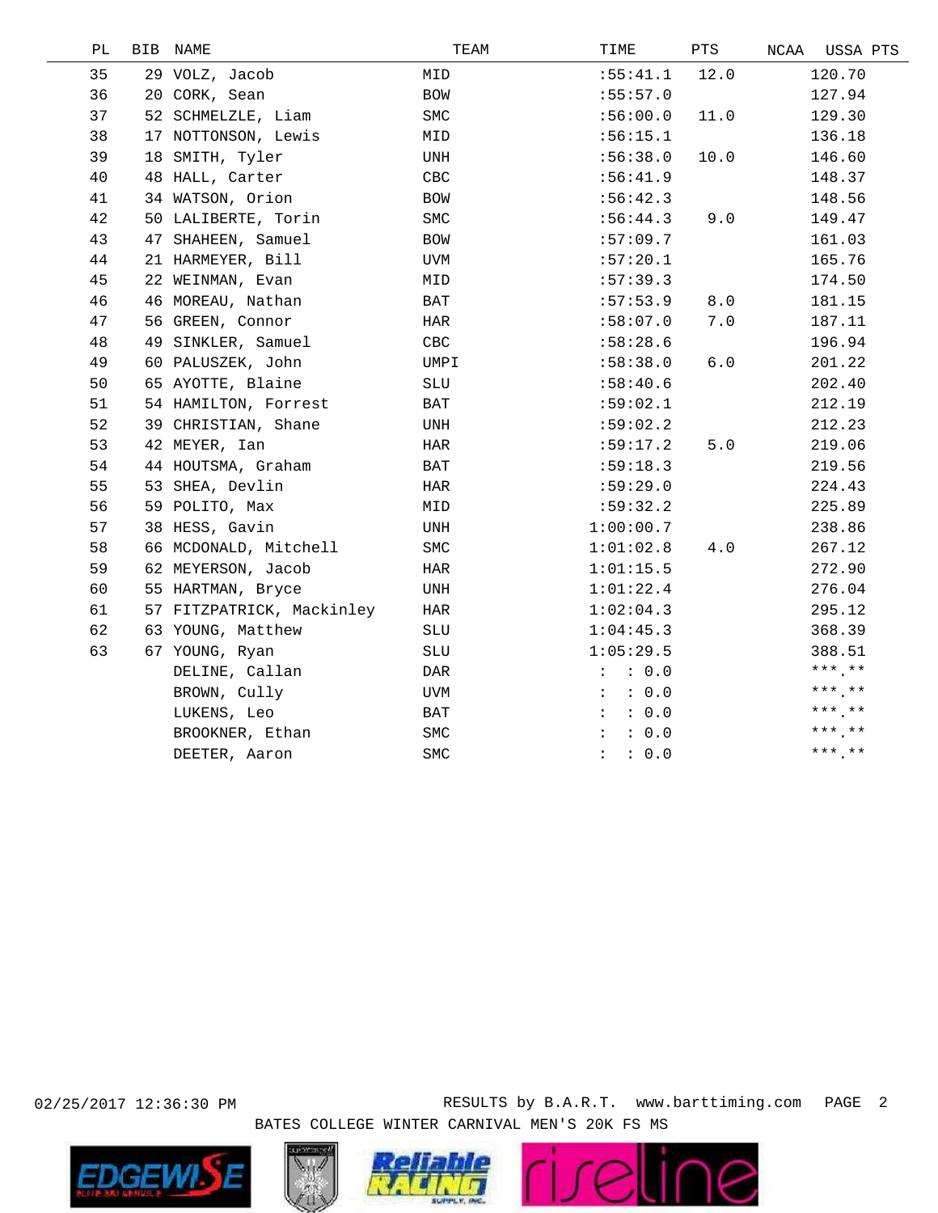| PL | BIB | NAME | TEAM | TIME | PTS | NCAA | USSA PTS |
|---|---|---|---|---|---|---|---|
| 35 | 29 | VOLZ, Jacob | MID | :55:41.1 | 12.0 | | 120.70 |
| 36 | 20 | CORK, Sean | BOW | :55:57.0 | | | 127.94 |
| 37 | 52 | SCHMELZLE, Liam | SMC | :56:00.0 | 11.0 | | 129.30 |
| 38 | 17 | NOTTONSON, Lewis | MID | :56:15.1 | | | 136.18 |
| 39 | 18 | SMITH, Tyler | UNH | :56:38.0 | 10.0 | | 146.60 |
| 40 | 48 | HALL, Carter | CBC | :56:41.9 | | | 148.37 |
| 41 | 34 | WATSON, Orion | BOW | :56:42.3 | | | 148.56 |
| 42 | 50 | LALIBERTE, Torin | SMC | :56:44.3 | 9.0 | | 149.47 |
| 43 | 47 | SHAHEEN, Samuel | BOW | :57:09.7 | | | 161.03 |
| 44 | 21 | HARMEYER, Bill | UVM | :57:20.1 | | | 165.76 |
| 45 | 22 | WEINMAN, Evan | MID | :57:39.3 | | | 174.50 |
| 46 | 46 | MOREAU, Nathan | BAT | :57:53.9 | 8.0 | | 181.15 |
| 47 | 56 | GREEN, Connor | HAR | :58:07.0 | 7.0 | | 187.11 |
| 48 | 49 | SINKLER, Samuel | CBC | :58:28.6 | | | 196.94 |
| 49 | 60 | PALUSZEK, John | UMPI | :58:38.0 | 6.0 | | 201.22 |
| 50 | 65 | AYOTTE, Blaine | SLU | :58:40.6 | | | 202.40 |
| 51 | 54 | HAMILTON, Forrest | BAT | :59:02.1 | | | 212.19 |
| 52 | 39 | CHRISTIAN, Shane | UNH | :59:02.2 | | | 212.23 |
| 53 | 42 | MEYER, Ian | HAR | :59:17.2 | 5.0 | | 219.06 |
| 54 | 44 | HOUTSMA, Graham | BAT | :59:18.3 | | | 219.56 |
| 55 | 53 | SHEA, Devlin | HAR | :59:29.0 | | | 224.43 |
| 56 | 59 | POLITO, Max | MID | :59:32.2 | | | 225.89 |
| 57 | 38 | HESS, Gavin | UNH | 1:00:00.7 | | | 238.86 |
| 58 | 66 | MCDONALD, Mitchell | SMC | 1:01:02.8 | 4.0 | | 267.12 |
| 59 | 62 | MEYERSON, Jacob | HAR | 1:01:15.5 | | | 272.90 |
| 60 | 55 | HARTMAN, Bryce | UNH | 1:01:22.4 | | | 276.04 |
| 61 | 57 | FITZPATRICK, Mackinley | HAR | 1:02:04.3 | | | 295.12 |
| 62 | 63 | YOUNG, Matthew | SLU | 1:04:45.3 | | | 368.39 |
| 63 | 67 | YOUNG, Ryan | SLU | 1:05:29.5 | | | 388.51 |
| | | DELINE, Callan | DAR | : : 0.0 | | | ***.** |
| | | BROWN, Cully | UVM | : : 0.0 | | | ***.** |
| | | LUKENS, Leo | BAT | : : 0.0 | | | ***.** |
| | | BROOKNER, Ethan | SMC | : : 0.0 | | | ***.** |
| | | DEETER, Aaron | SMC | : : 0.0 | | | ***.** |

02/25/2017 12:36:30 PM RESULTS by B.A.R.T. www.barttiming.com

BATES COLLEGE WINTER CARNIVAL MEN'S 20K FS MS